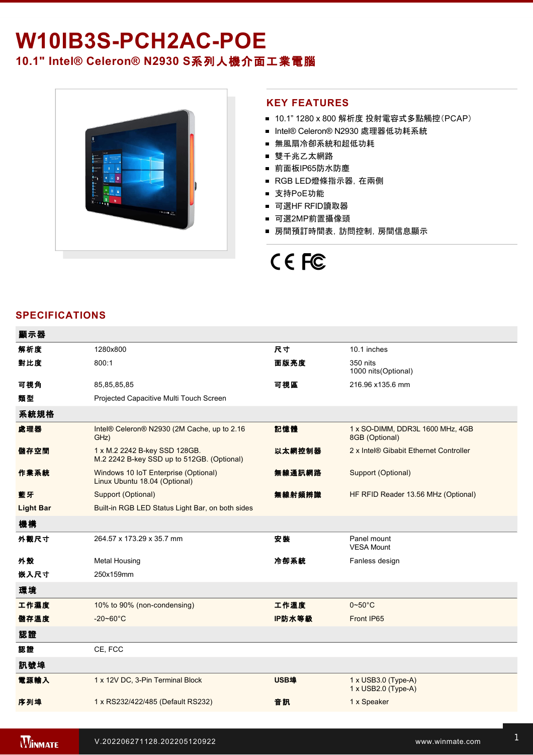# W10IB3S-PCH2AC-POE

## 10.1" Intel® Celeron® N2930 S系列人機介面工業電腦

## KEY FEATURES

- 10.1" 1280 x 800 解析度 投射電容式多點觸控(PCAP)
- Intel® Celeron® N2930 處理器低功耗系統
- 無風扇冷卻系統和超低功耗
- 雙千兆乙太網路
- 前面板IP65防水防塵
- RGB LED燈條指示器，在兩側
- 支持PoE功能
- 可選HF RFID讀取器
- 可選2MP前置攝像頭
- 房間預訂時間表，訪問控制，房間信息顯示

## SPECIFICATIONS

| 顯示器 | | | |
|---|---|---|---|
| 解析度 | 1280x800 | 尺寸 | 10.1 inches |
| 對比度 | 800:1 | 面版亮度 | 350 nits<br>1000 nits(Optional) |
| 可視角 | 85,85,85,85 | 可視區 | 216.96 x135.6 mm |
| 類型 | Projected Capacitive Multi Touch Screen | | |
| **系統規格** | | | |
| 處理器 | Intel® Celeron® N2930 (2M Cache, up to 2.16 GHz) | 記憶體 | 1 x SO-DIMM, DDR3L 1600 MHz, 4GB<br>8GB (Optional) |
| 儲存空間 | 1 x M.2 2242 B-key SSD 128GB.<br>M.2 2242 B-key SSD up to 512GB. (Optional) | 以太網控制器 | 2 x Intel® Gibabit Ethernet Controller |
| 作業系統 | Windows 10 IoT Enterprise (Optional)<br>Linux Ubuntu 18.04 (Optional) | 無線通訊網路 | Support (Optional) |
| 藍牙 | Support (Optional) | 無線射頻辨識 | HF RFID Reader 13.56 MHz (Optional) |
| Light Bar | Built-in RGB LED Status Light Bar, on both sides | | |
| **機構** | | | |
| 外觀尺寸 | 264.57 x 173.29 x 35.7 mm | 安裝 | Panel mount<br>VESA Mount |
| 外殼 | Metal Housing | 冷卻系統 | Fanless design |
| 嵌入尺寸 | 250x159mm | | |
| **環境** | | | |
| 工作濕度 | 10% to 90% (non-condensing) | 工作溫度 | 0~50°C |
| 儲存溫度 | -20~60°C | IP防水等級 | Front IP65 |
| **認證** | | | |
| 認證 | CE, FCC | | |
| **訊號埠** | | | |
| 電源輸入 | 1 x 12V DC, 3-Pin Terminal Block | USB埠 | 1 x USB3.0 (Type-A)<br>1 x USB2.0 (Type-A) |
| 序列埠 | 1 x RS232/422/485 (Default RS232) | 音訊 | 1 x Speaker |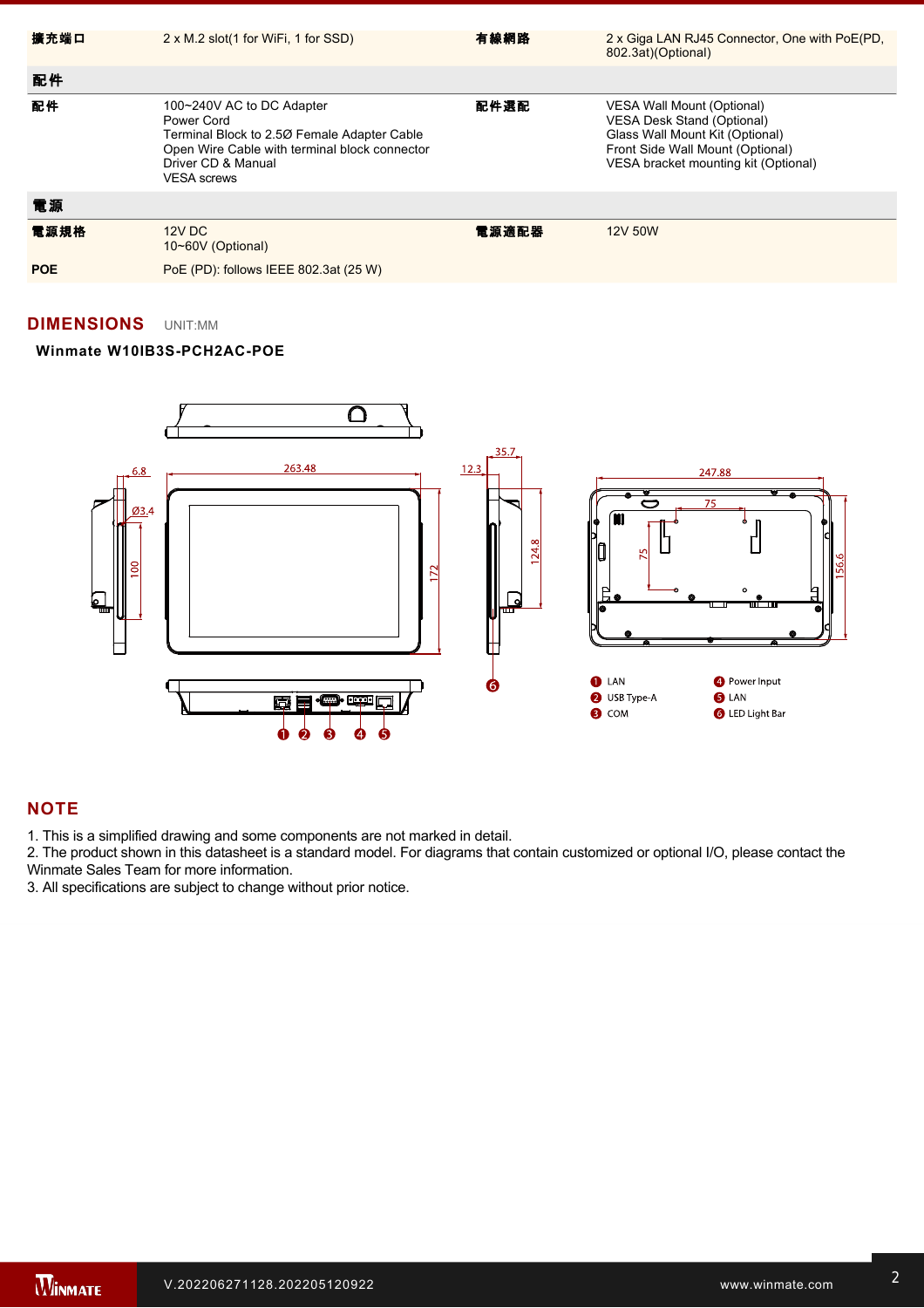| | | | |
|---|---|---|---|
| 擴充端口 | 2 x M.2 slot(1 for WiFi, 1 for SSD) | 有線網路 | 2 x Giga LAN RJ45 Connector, One with PoE(PD, 802.3at)(Optional) |
| **配件** | | | |
| 配件 | 100~240V AC to DC Adapter<br>Power Cord<br>Terminal Block to 2.5Ø Female Adapter Cable<br>Open Wire Cable with terminal block connector<br>Driver CD & Manual<br>VESA screws | 配件選配 | VESA Wall Mount (Optional)<br>VESA Desk Stand (Optional)<br>Glass Wall Mount Kit (Optional)<br>Front Side Wall Mount (Optional)<br>VESA bracket mounting kit (Optional) |
| **電源** | | | |
| 電源規格 | 12V DC<br>10~60V (Optional) | 電源適配器 | 12V 50W |
| POE | PoE (PD): follows IEEE 802.3at (25 W) | | |

## DIMENSIONS UNIT:MM

**Winmate W10IB3S-PCH2AC-POE**

6.8
Ø3.4
100
263.48
172
12.3
35.7
124.8
247.88
75
75
156.6

1 LAN
2 USB Type-A
3 COM
4 Power Input
5 LAN
6 LED Light Bar

## NOTE

1. This is a simplified drawing and some components are not marked in detail.
2. The product shown in this datasheet is a standard model. For diagrams that contain customized or optional I/O, please contact the Winmate Sales Team for more information.
3. All specifications are subject to change without prior notice.